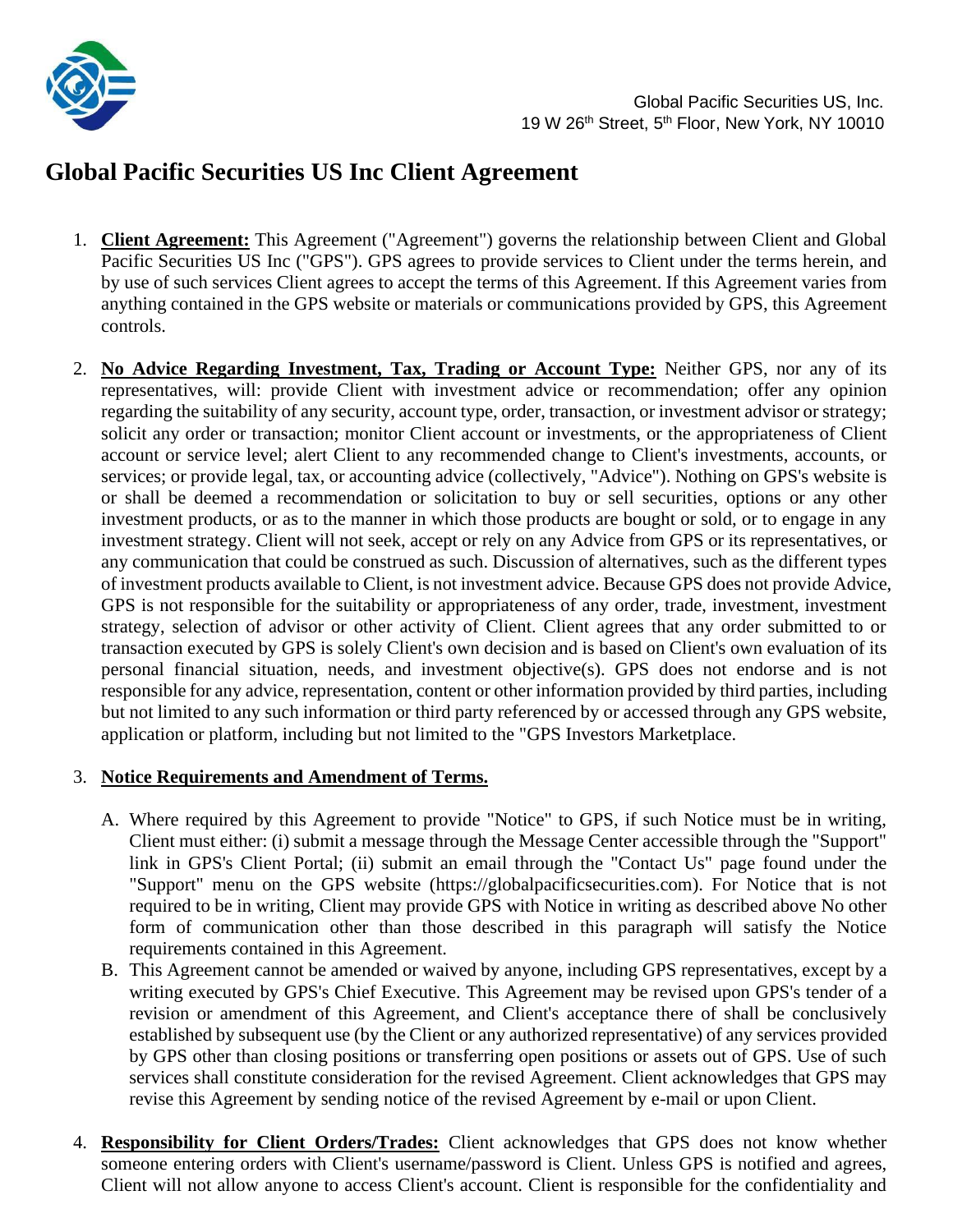Global Pacific Securities US, Inc.
19 W 26th Street, 5th Floor, New York, NY 10010

# Global Pacific Securities US Inc Client Agreement

1. **Client Agreement:** This Agreement ("Agreement") governs the relationship between Client and Global Pacific Securities US Inc ("GPS"). GPS agrees to provide services to Client under the terms herein, and by use of such services Client agrees to accept the terms of this Agreement. If this Agreement varies from anything contained in the GPS website or materials or communications provided by GPS, this Agreement controls.

2. **No Advice Regarding Investment, Tax, Trading or Account Type:** Neither GPS, nor any of its representatives, will: provide Client with investment advice or recommendation; offer any opinion regarding the suitability of any security, account type, order, transaction, or investment advisor or strategy; solicit any order or transaction; monitor Client account or investments, or the appropriateness of Client account or service level; alert Client to any recommended change to Client's investments, accounts, or services; or provide legal, tax, or accounting advice (collectively, "Advice"). Nothing on GPS's website is or shall be deemed a recommendation or solicitation to buy or sell securities, options or any other investment products, or as to the manner in which those products are bought or sold, or to engage in any investment strategy. Client will not seek, accept or rely on any Advice from GPS or its representatives, or any communication that could be construed as such. Discussion of alternatives, such as the different types of investment products available to Client, is not investment advice. Because GPS does not provide Advice, GPS is not responsible for the suitability or appropriateness of any order, trade, investment, investment strategy, selection of advisor or other activity of Client. Client agrees that any order submitted to or transaction executed by GPS is solely Client's own decision and is based on Client's own evaluation of its personal financial situation, needs, and investment objective(s). GPS does not endorse and is not responsible for any advice, representation, content or other information provided by third parties, including but not limited to any such information or third party referenced by or accessed through any GPS website, application or platform, including but not limited to the "GPS Investors Marketplace.

3. **Notice Requirements and Amendment of Terms.**

   A. Where required by this Agreement to provide "Notice" to GPS, if such Notice must be in writing, Client must either: (i) submit a message through the Message Center accessible through the "Support" link in GPS's Client Portal; (ii) submit an email through the "Contact Us" page found under the "Support" menu on the GPS website (https://globalpacificsecurities.com). For Notice that is not required to be in writing, Client may provide GPS with Notice in writing as described above No other form of communication other than those described in this paragraph will satisfy the Notice requirements contained in this Agreement.

   B. This Agreement cannot be amended or waived by anyone, including GPS representatives, except by a writing executed by GPS's Chief Executive. This Agreement may be revised upon GPS's tender of a revision or amendment of this Agreement, and Client's acceptance there of shall be conclusively established by subsequent use (by the Client or any authorized representative) of any services provided by GPS other than closing positions or transferring open positions or assets out of GPS. Use of such services shall constitute consideration for the revised Agreement. Client acknowledges that GPS may revise this Agreement by sending notice of the revised Agreement by e-mail or upon Client.

4. **Responsibility for Client Orders/Trades:** Client acknowledges that GPS does not know whether someone entering orders with Client's username/password is Client. Unless GPS is notified and agrees, Client will not allow anyone to access Client's account. Client is responsible for the confidentiality and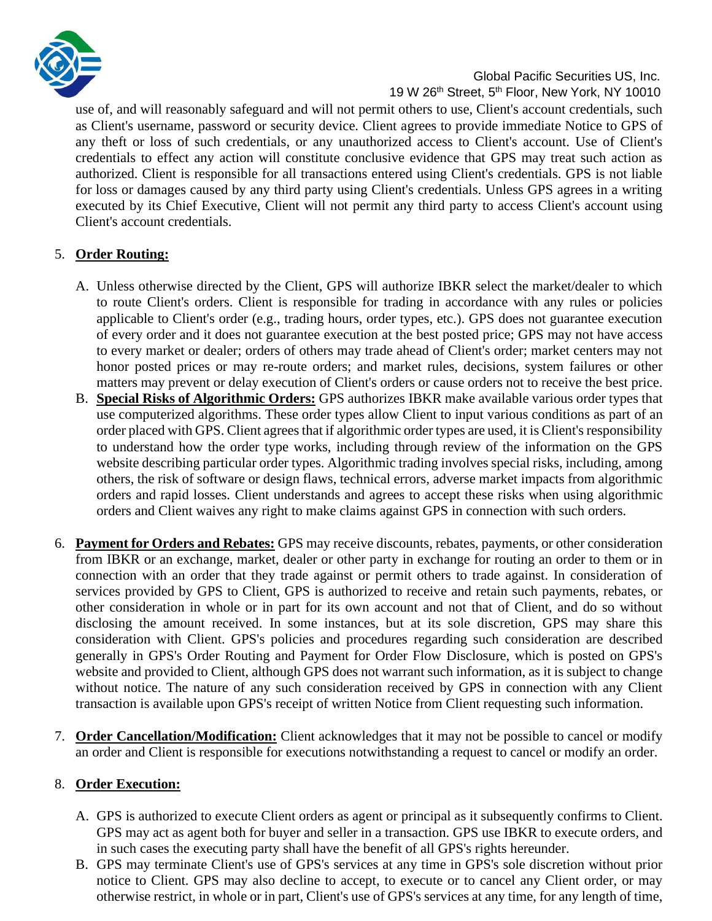use of, and will reasonably safeguard and will not permit others to use, Client's account credentials, such as Client's username, password or security device. Client agrees to provide immediate Notice to GPS of any theft or loss of such credentials, or any unauthorized access to Client's account. Use of Client's credentials to effect any action will constitute conclusive evidence that GPS may treat such action as authorized. Client is responsible for all transactions entered using Client's credentials. GPS is not liable for loss or damages caused by any third party using Client's credentials. Unless GPS agrees in a writing executed by its Chief Executive, Client will not permit any third party to access Client's account using Client's account credentials.

5. **Order Routing:**

   A. Unless otherwise directed by the Client, GPS will authorize IBKR select the market/dealer to which to route Client's orders. Client is responsible for trading in accordance with any rules or policies applicable to Client's order (e.g., trading hours, order types, etc.). GPS does not guarantee execution of every order and it does not guarantee execution at the best posted price; GPS may not have access to every market or dealer; orders of others may trade ahead of Client's order; market centers may not honor posted prices or may re-route orders; and market rules, decisions, system failures or other matters may prevent or delay execution of Client's orders or cause orders not to receive the best price.

   B. **Special Risks of Algorithmic Orders:** GPS authorizes IBKR make available various order types that use computerized algorithms. These order types allow Client to input various conditions as part of an order placed with GPS. Client agrees that if algorithmic order types are used, it is Client's responsibility to understand how the order type works, including through review of the information on the GPS website describing particular order types. Algorithmic trading involves special risks, including, among others, the risk of software or design flaws, technical errors, adverse market impacts from algorithmic orders and rapid losses. Client understands and agrees to accept these risks when using algorithmic orders and Client waives any right to make claims against GPS in connection with such orders.

6. **Payment for Orders and Rebates:** GPS may receive discounts, rebates, payments, or other consideration from IBKR or an exchange, market, dealer or other party in exchange for routing an order to them or in connection with an order that they trade against or permit others to trade against. In consideration of services provided by GPS to Client, GPS is authorized to receive and retain such payments, rebates, or other consideration in whole or in part for its own account and not that of Client, and do so without disclosing the amount received. In some instances, but at its sole discretion, GPS may share this consideration with Client. GPS's policies and procedures regarding such consideration are described generally in GPS's Order Routing and Payment for Order Flow Disclosure, which is posted on GPS's website and provided to Client, although GPS does not warrant such information, as it is subject to change without notice. The nature of any such consideration received by GPS in connection with any Client transaction is available upon GPS's receipt of written Notice from Client requesting such information.

7. **Order Cancellation/Modification:** Client acknowledges that it may not be possible to cancel or modify an order and Client is responsible for executions notwithstanding a request to cancel or modify an order.

8. **Order Execution:**

   A. GPS is authorized to execute Client orders as agent or principal as it subsequently confirms to Client. GPS may act as agent both for buyer and seller in a transaction. GPS use IBKR to execute orders, and in such cases the executing party shall have the benefit of all GPS's rights hereunder.

   B. GPS may terminate Client's use of GPS's services at any time in GPS's sole discretion without prior notice to Client. GPS may also decline to accept, to execute or to cancel any Client order, or may otherwise restrict, in whole or in part, Client's use of GPS's services at any time, for any length of time,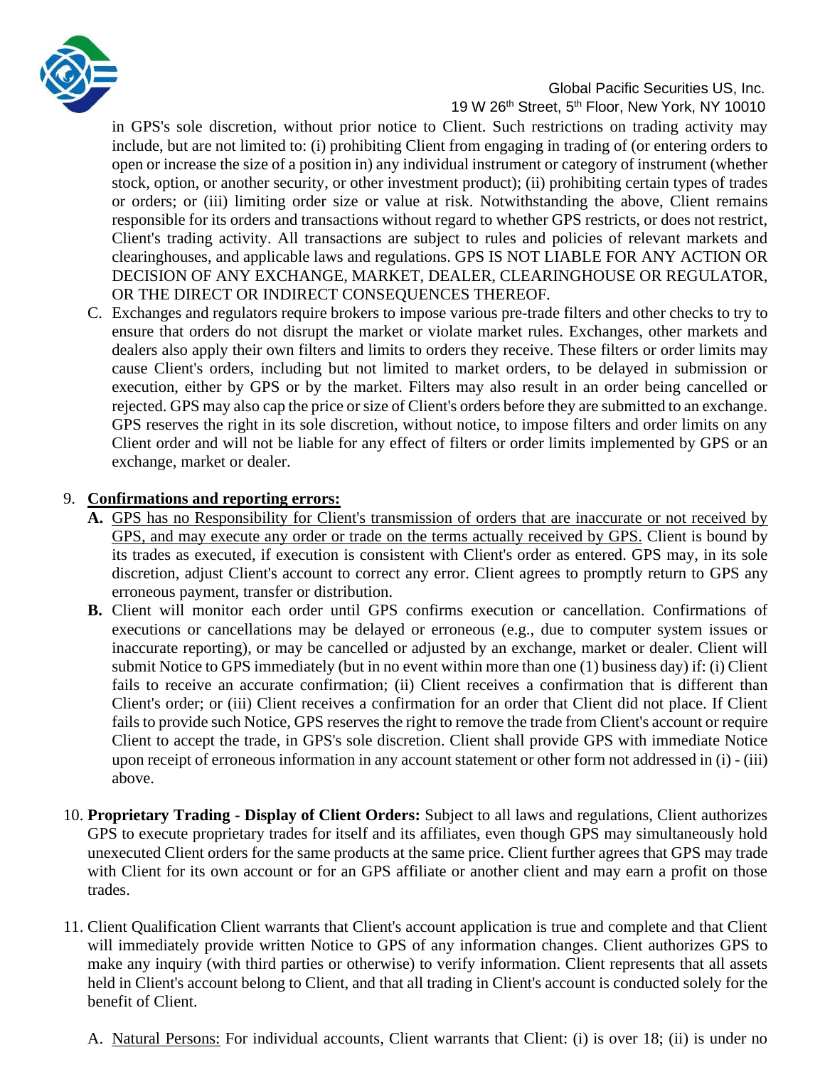in GPS's sole discretion, without prior notice to Client. Such restrictions on trading activity may include, but are not limited to: (i) prohibiting Client from engaging in trading of (or entering orders to open or increase the size of a position in) any individual instrument or category of instrument (whether stock, option, or another security, or other investment product); (ii) prohibiting certain types of trades or orders; or (iii) limiting order size or value at risk. Notwithstanding the above, Client remains responsible for its orders and transactions without regard to whether GPS restricts, or does not restrict, Client's trading activity. All transactions are subject to rules and policies of relevant markets and clearinghouses, and applicable laws and regulations. GPS IS NOT LIABLE FOR ANY ACTION OR DECISION OF ANY EXCHANGE, MARKET, DEALER, CLEARINGHOUSE OR REGULATOR, OR THE DIRECT OR INDIRECT CONSEQUENCES THEREOF.

C. Exchanges and regulators require brokers to impose various pre-trade filters and other checks to try to ensure that orders do not disrupt the market or violate market rules. Exchanges, other markets and dealers also apply their own filters and limits to orders they receive. These filters or order limits may cause Client's orders, including but not limited to market orders, to be delayed in submission or execution, either by GPS or by the market. Filters may also result in an order being cancelled or rejected. GPS may also cap the price or size of Client's orders before they are submitted to an exchange. GPS reserves the right in its sole discretion, without notice, to impose filters and order limits on any Client order and will not be liable for any effect of filters or order limits implemented by GPS or an exchange, market or dealer.

9. **Confirmations and reporting errors:**

   **A.** GPS has no Responsibility for Client's transmission of orders that are inaccurate or not received by GPS, and may execute any order or trade on the terms actually received by GPS. Client is bound by its trades as executed, if execution is consistent with Client's order as entered. GPS may, in its sole discretion, adjust Client's account to correct any error. Client agrees to promptly return to GPS any erroneous payment, transfer or distribution.

   **B.** Client will monitor each order until GPS confirms execution or cancellation. Confirmations of executions or cancellations may be delayed or erroneous (e.g., due to computer system issues or inaccurate reporting), or may be cancelled or adjusted by an exchange, market or dealer. Client will submit Notice to GPS immediately (but in no event within more than one (1) business day) if: (i) Client fails to receive an accurate confirmation; (ii) Client receives a confirmation that is different than Client's order; or (iii) Client receives a confirmation for an order that Client did not place. If Client fails to provide such Notice, GPS reserves the right to remove the trade from Client's account or require Client to accept the trade, in GPS's sole discretion. Client shall provide GPS with immediate Notice upon receipt of erroneous information in any account statement or other form not addressed in (i) - (iii) above.

10. **Proprietary Trading - Display of Client Orders:** Subject to all laws and regulations, Client authorizes GPS to execute proprietary trades for itself and its affiliates, even though GPS may simultaneously hold unexecuted Client orders for the same products at the same price. Client further agrees that GPS may trade with Client for its own account or for an GPS affiliate or another client and may earn a profit on those trades.

11. Client Qualification Client warrants that Client's account application is true and complete and that Client will immediately provide written Notice to GPS of any information changes. Client authorizes GPS to make any inquiry (with third parties or otherwise) to verify information. Client represents that all assets held in Client's account belong to Client, and that all trading in Client's account is conducted solely for the benefit of Client.

    A. Natural Persons: For individual accounts, Client warrants that Client: (i) is over 18; (ii) is under no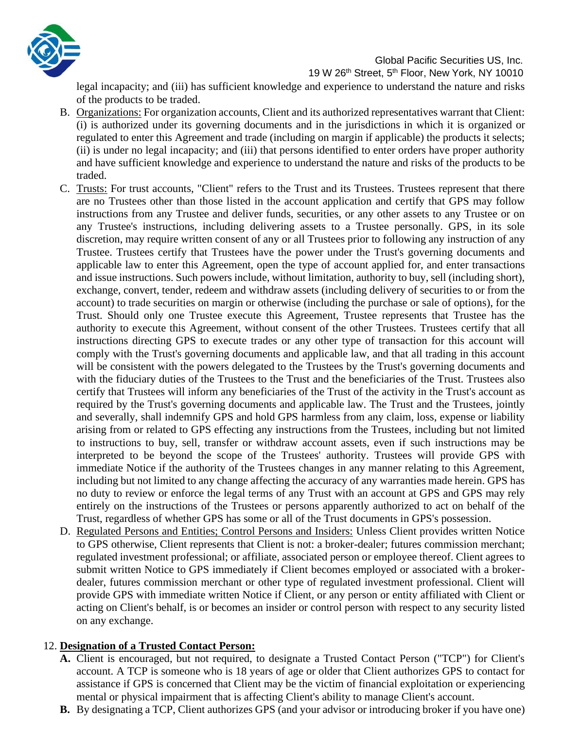legal incapacity; and (iii) has sufficient knowledge and experience to understand the nature and risks of the products to be traded.

B. Organizations: For organization accounts, Client and its authorized representatives warrant that Client: (i) is authorized under its governing documents and in the jurisdictions in which it is organized or regulated to enter this Agreement and trade (including on margin if applicable) the products it selects; (ii) is under no legal incapacity; and (iii) that persons identified to enter orders have proper authority and have sufficient knowledge and experience to understand the nature and risks of the products to be traded.

C. Trusts: For trust accounts, "Client" refers to the Trust and its Trustees. Trustees represent that there are no Trustees other than those listed in the account application and certify that GPS may follow instructions from any Trustee and deliver funds, securities, or any other assets to any Trustee or on any Trustee's instructions, including delivering assets to a Trustee personally. GPS, in its sole discretion, may require written consent of any or all Trustees prior to following any instruction of any Trustee. Trustees certify that Trustees have the power under the Trust's governing documents and applicable law to enter this Agreement, open the type of account applied for, and enter transactions and issue instructions. Such powers include, without limitation, authority to buy, sell (including short), exchange, convert, tender, redeem and withdraw assets (including delivery of securities to or from the account) to trade securities on margin or otherwise (including the purchase or sale of options), for the Trust. Should only one Trustee execute this Agreement, Trustee represents that Trustee has the authority to execute this Agreement, without consent of the other Trustees. Trustees certify that all instructions directing GPS to execute trades or any other type of transaction for this account will comply with the Trust's governing documents and applicable law, and that all trading in this account will be consistent with the powers delegated to the Trustees by the Trust's governing documents and with the fiduciary duties of the Trustees to the Trust and the beneficiaries of the Trust. Trustees also certify that Trustees will inform any beneficiaries of the Trust of the activity in the Trust's account as required by the Trust's governing documents and applicable law. The Trust and the Trustees, jointly and severally, shall indemnify GPS and hold GPS harmless from any claim, loss, expense or liability arising from or related to GPS effecting any instructions from the Trustees, including but not limited to instructions to buy, sell, transfer or withdraw account assets, even if such instructions may be interpreted to be beyond the scope of the Trustees' authority. Trustees will provide GPS with immediate Notice if the authority of the Trustees changes in any manner relating to this Agreement, including but not limited to any change affecting the accuracy of any warranties made herein. GPS has no duty to review or enforce the legal terms of any Trust with an account at GPS and GPS may rely entirely on the instructions of the Trustees or persons apparently authorized to act on behalf of the Trust, regardless of whether GPS has some or all of the Trust documents in GPS's possession.

D. Regulated Persons and Entities; Control Persons and Insiders: Unless Client provides written Notice to GPS otherwise, Client represents that Client is not: a broker-dealer; futures commission merchant; regulated investment professional; or affiliate, associated person or employee thereof. Client agrees to submit written Notice to GPS immediately if Client becomes employed or associated with a broker-dealer, futures commission merchant or other type of regulated investment professional. Client will provide GPS with immediate written Notice if Client, or any person or entity affiliated with Client or acting on Client's behalf, is or becomes an insider or control person with respect to any security listed on any exchange.

12. **Designation of a Trusted Contact Person:**

**A.** Client is encouraged, but not required, to designate a Trusted Contact Person ("TCP") for Client's account. A TCP is someone who is 18 years of age or older that Client authorizes GPS to contact for assistance if GPS is concerned that Client may be the victim of financial exploitation or experiencing mental or physical impairment that is affecting Client's ability to manage Client's account.

**B.** By designating a TCP, Client authorizes GPS (and your advisor or introducing broker if you have one)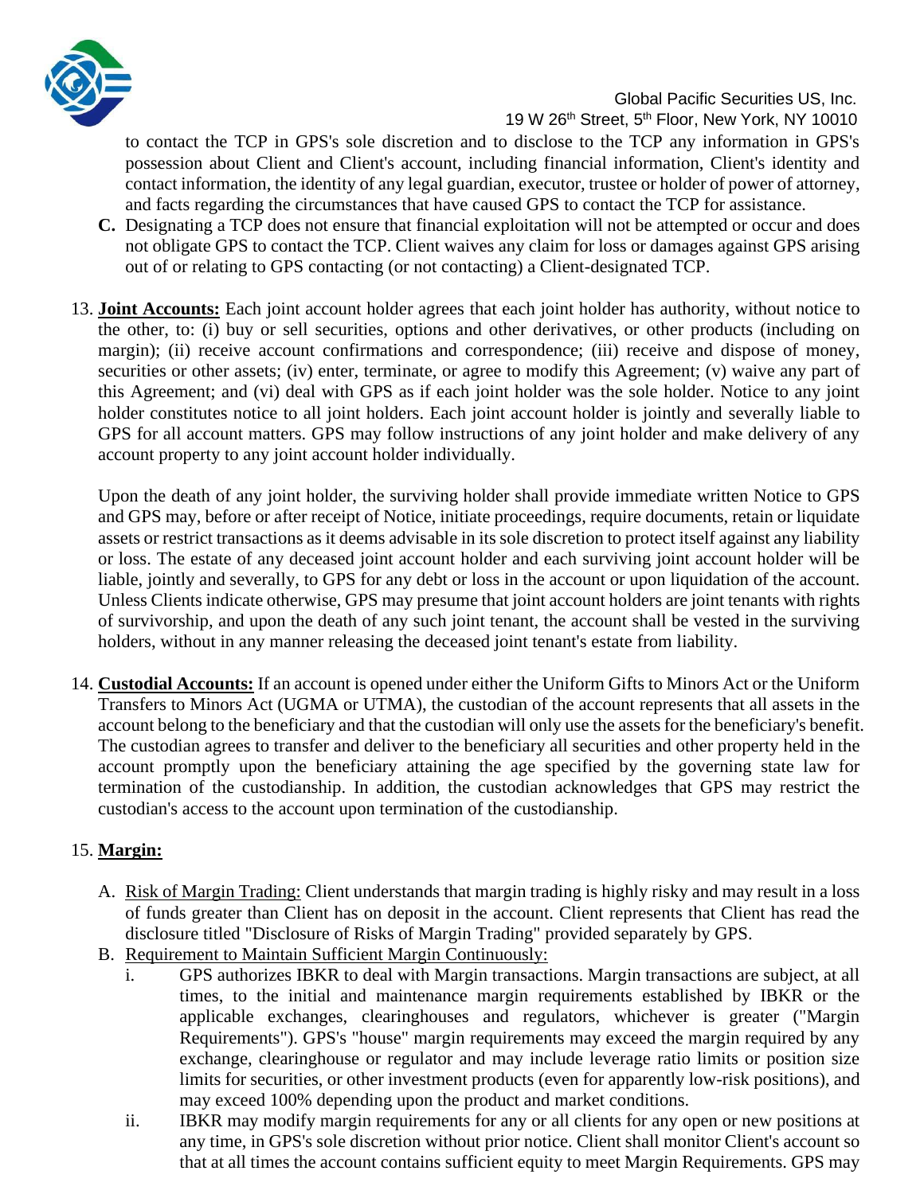to contact the TCP in GPS's sole discretion and to disclose to the TCP any information in GPS's possession about Client and Client's account, including financial information, Client's identity and contact information, the identity of any legal guardian, executor, trustee or holder of power of attorney, and facts regarding the circumstances that have caused GPS to contact the TCP for assistance.

**C.** Designating a TCP does not ensure that financial exploitation will not be attempted or occur and does not obligate GPS to contact the TCP. Client waives any claim for loss or damages against GPS arising out of or relating to GPS contacting (or not contacting) a Client-designated TCP.

13. **Joint Accounts:** Each joint account holder agrees that each joint holder has authority, without notice to the other, to: (i) buy or sell securities, options and other derivatives, or other products (including on margin); (ii) receive account confirmations and correspondence; (iii) receive and dispose of money, securities or other assets; (iv) enter, terminate, or agree to modify this Agreement; (v) waive any part of this Agreement; and (vi) deal with GPS as if each joint holder was the sole holder. Notice to any joint holder constitutes notice to all joint holders. Each joint account holder is jointly and severally liable to GPS for all account matters. GPS may follow instructions of any joint holder and make delivery of any account property to any joint account holder individually.

    Upon the death of any joint holder, the surviving holder shall provide immediate written Notice to GPS and GPS may, before or after receipt of Notice, initiate proceedings, require documents, retain or liquidate assets or restrict transactions as it deems advisable in its sole discretion to protect itself against any liability or loss. The estate of any deceased joint account holder and each surviving joint account holder will be liable, jointly and severally, to GPS for any debt or loss in the account or upon liquidation of the account. Unless Clients indicate otherwise, GPS may presume that joint account holders are joint tenants with rights of survivorship, and upon the death of any such joint tenant, the account shall be vested in the surviving holders, without in any manner releasing the deceased joint tenant's estate from liability.

14. **Custodial Accounts:** If an account is opened under either the Uniform Gifts to Minors Act or the Uniform Transfers to Minors Act (UGMA or UTMA), the custodian of the account represents that all assets in the account belong to the beneficiary and that the custodian will only use the assets for the beneficiary's benefit. The custodian agrees to transfer and deliver to the beneficiary all securities and other property held in the account promptly upon the beneficiary attaining the age specified by the governing state law for termination of the custodianship. In addition, the custodian acknowledges that GPS may restrict the custodian's access to the account upon termination of the custodianship.

15. **Margin:**

    A. Risk of Margin Trading: Client understands that margin trading is highly risky and may result in a loss of funds greater than Client has on deposit in the account. Client represents that Client has read the disclosure titled "Disclosure of Risks of Margin Trading" provided separately by GPS.

    B. Requirement to Maintain Sufficient Margin Continuously:

       i. GPS authorizes IBKR to deal with Margin transactions. Margin transactions are subject, at all times, to the initial and maintenance margin requirements established by IBKR or the applicable exchanges, clearinghouses and regulators, whichever is greater ("Margin Requirements"). GPS's "house" margin requirements may exceed the margin required by any exchange, clearinghouse or regulator and may include leverage ratio limits or position size limits for securities, or other investment products (even for apparently low-risk positions), and may exceed 100% depending upon the product and market conditions.

       ii. IBKR may modify margin requirements for any or all clients for any open or new positions at any time, in GPS's sole discretion without prior notice. Client shall monitor Client's account so that at all times the account contains sufficient equity to meet Margin Requirements. GPS may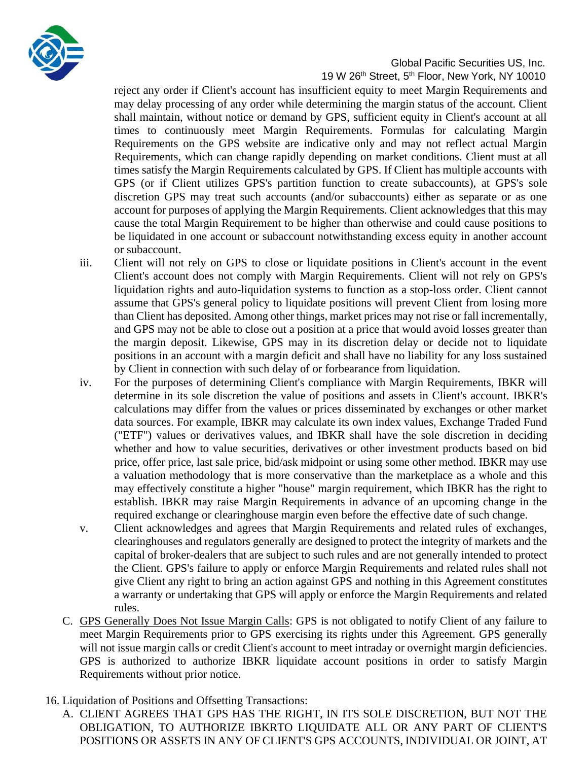reject any order if Client's account has insufficient equity to meet Margin Requirements and may delay processing of any order while determining the margin status of the account. Client shall maintain, without notice or demand by GPS, sufficient equity in Client's account at all times to continuously meet Margin Requirements. Formulas for calculating Margin Requirements on the GPS website are indicative only and may not reflect actual Margin Requirements, which can change rapidly depending on market conditions. Client must at all times satisfy the Margin Requirements calculated by GPS. If Client has multiple accounts with GPS (or if Client utilizes GPS's partition function to create subaccounts), at GPS's sole discretion GPS may treat such accounts (and/or subaccounts) either as separate or as one account for purposes of applying the Margin Requirements. Client acknowledges that this may cause the total Margin Requirement to be higher than otherwise and could cause positions to be liquidated in one account or subaccount notwithstanding excess equity in another account or subaccount.

iii. Client will not rely on GPS to close or liquidate positions in Client's account in the event Client's account does not comply with Margin Requirements. Client will not rely on GPS's liquidation rights and auto-liquidation systems to function as a stop-loss order. Client cannot assume that GPS's general policy to liquidate positions will prevent Client from losing more than Client has deposited. Among other things, market prices may not rise or fall incrementally, and GPS may not be able to close out a position at a price that would avoid losses greater than the margin deposit. Likewise, GPS may in its discretion delay or decide not to liquidate positions in an account with a margin deficit and shall have no liability for any loss sustained by Client in connection with such delay of or forbearance from liquidation.

iv. For the purposes of determining Client's compliance with Margin Requirements, IBKR will determine in its sole discretion the value of positions and assets in Client's account. IBKR's calculations may differ from the values or prices disseminated by exchanges or other market data sources. For example, IBKR may calculate its own index values, Exchange Traded Fund ("ETF") values or derivatives values, and IBKR shall have the sole discretion in deciding whether and how to value securities, derivatives or other investment products based on bid price, offer price, last sale price, bid/ask midpoint or using some other method. IBKR may use a valuation methodology that is more conservative than the marketplace as a whole and this may effectively constitute a higher "house" margin requirement, which IBKR has the right to establish. IBKR may raise Margin Requirements in advance of an upcoming change in the required exchange or clearinghouse margin even before the effective date of such change.

v. Client acknowledges and agrees that Margin Requirements and related rules of exchanges, clearinghouses and regulators generally are designed to protect the integrity of markets and the capital of broker-dealers that are subject to such rules and are not generally intended to protect the Client. GPS's failure to apply or enforce Margin Requirements and related rules shall not give Client any right to bring an action against GPS and nothing in this Agreement constitutes a warranty or undertaking that GPS will apply or enforce the Margin Requirements and related rules.

C. GPS Generally Does Not Issue Margin Calls: GPS is not obligated to notify Client of any failure to meet Margin Requirements prior to GPS exercising its rights under this Agreement. GPS generally will not issue margin calls or credit Client's account to meet intraday or overnight margin deficiencies. GPS is authorized to authorize IBKR liquidate account positions in order to satisfy Margin Requirements without prior notice.

16. Liquidation of Positions and Offsetting Transactions:

A. CLIENT AGREES THAT GPS HAS THE RIGHT, IN ITS SOLE DISCRETION, BUT NOT THE OBLIGATION, TO AUTHORIZE IBKRTO LIQUIDATE ALL OR ANY PART OF CLIENT'S POSITIONS OR ASSETS IN ANY OF CLIENT'S GPS ACCOUNTS, INDIVIDUAL OR JOINT, AT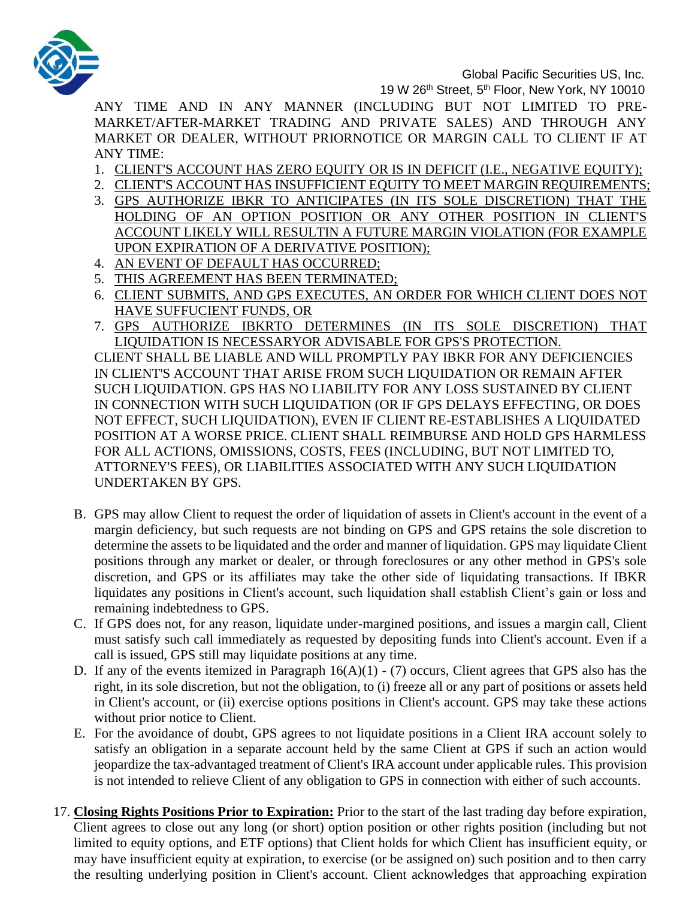ANY TIME AND IN ANY MANNER (INCLUDING BUT NOT LIMITED TO PRE-MARKET/AFTER-MARKET TRADING AND PRIVATE SALES) AND THROUGH ANY MARKET OR DEALER, WITHOUT PRIORNOTICE OR MARGIN CALL TO CLIENT IF AT ANY TIME:

1. CLIENT'S ACCOUNT HAS ZERO EQUITY OR IS IN DEFICIT (I.E., NEGATIVE EQUITY);
2. CLIENT'S ACCOUNT HAS INSUFFICIENT EQUITY TO MEET MARGIN REQUIREMENTS;
3. GPS AUTHORIZE IBKR TO ANTICIPATES (IN ITS SOLE DISCRETION) THAT THE HOLDING OF AN OPTION POSITION OR ANY OTHER POSITION IN CLIENT'S ACCOUNT LIKELY WILL RESULTIN A FUTURE MARGIN VIOLATION (FOR EXAMPLE UPON EXPIRATION OF A DERIVATIVE POSITION);
4. AN EVENT OF DEFAULT HAS OCCURRED;
5. THIS AGREEMENT HAS BEEN TERMINATED;
6. CLIENT SUBMITS, AND GPS EXECUTES, AN ORDER FOR WHICH CLIENT DOES NOT HAVE SUFFUCIENT FUNDS, OR
7. GPS AUTHORIZE IBKRTO DETERMINES (IN ITS SOLE DISCRETION) THAT LIQUIDATION IS NECESSARYOR ADVISABLE FOR GPS'S PROTECTION.

CLIENT SHALL BE LIABLE AND WILL PROMPTLY PAY IBKR FOR ANY DEFICIENCIES IN CLIENT'S ACCOUNT THAT ARISE FROM SUCH LIQUIDATION OR REMAIN AFTER SUCH LIQUIDATION. GPS HAS NO LIABILITY FOR ANY LOSS SUSTAINED BY CLIENT IN CONNECTION WITH SUCH LIQUIDATION (OR IF GPS DELAYS EFFECTING, OR DOES NOT EFFECT, SUCH LIQUIDATION), EVEN IF CLIENT RE-ESTABLISHES A LIQUIDATED POSITION AT A WORSE PRICE. CLIENT SHALL REIMBURSE AND HOLD GPS HARMLESS FOR ALL ACTIONS, OMISSIONS, COSTS, FEES (INCLUDING, BUT NOT LIMITED TO, ATTORNEY'S FEES), OR LIABILITIES ASSOCIATED WITH ANY SUCH LIQUIDATION UNDERTAKEN BY GPS.

B. GPS may allow Client to request the order of liquidation of assets in Client's account in the event of a margin deficiency, but such requests are not binding on GPS and GPS retains the sole discretion to determine the assets to be liquidated and the order and manner of liquidation. GPS may liquidate Client positions through any market or dealer, or through foreclosures or any other method in GPS's sole discretion, and GPS or its affiliates may take the other side of liquidating transactions. If IBKR liquidates any positions in Client's account, such liquidation shall establish Client's gain or loss and remaining indebtedness to GPS.

C. If GPS does not, for any reason, liquidate under-margined positions, and issues a margin call, Client must satisfy such call immediately as requested by depositing funds into Client's account. Even if a call is issued, GPS still may liquidate positions at any time.

D. If any of the events itemized in Paragraph 16(A)(1) - (7) occurs, Client agrees that GPS also has the right, in its sole discretion, but not the obligation, to (i) freeze all or any part of positions or assets held in Client's account, or (ii) exercise options positions in Client's account. GPS may take these actions without prior notice to Client.

E. For the avoidance of doubt, GPS agrees to not liquidate positions in a Client IRA account solely to satisfy an obligation in a separate account held by the same Client at GPS if such an action would jeopardize the tax-advantaged treatment of Client's IRA account under applicable rules. This provision is not intended to relieve Client of any obligation to GPS in connection with either of such accounts.

17. **Closing Rights Positions Prior to Expiration:** Prior to the start of the last trading day before expiration, Client agrees to close out any long (or short) option position or other rights position (including but not limited to equity options, and ETF options) that Client holds for which Client has insufficient equity, or may have insufficient equity at expiration, to exercise (or be assigned on) such position and to then carry the resulting underlying position in Client's account. Client acknowledges that approaching expiration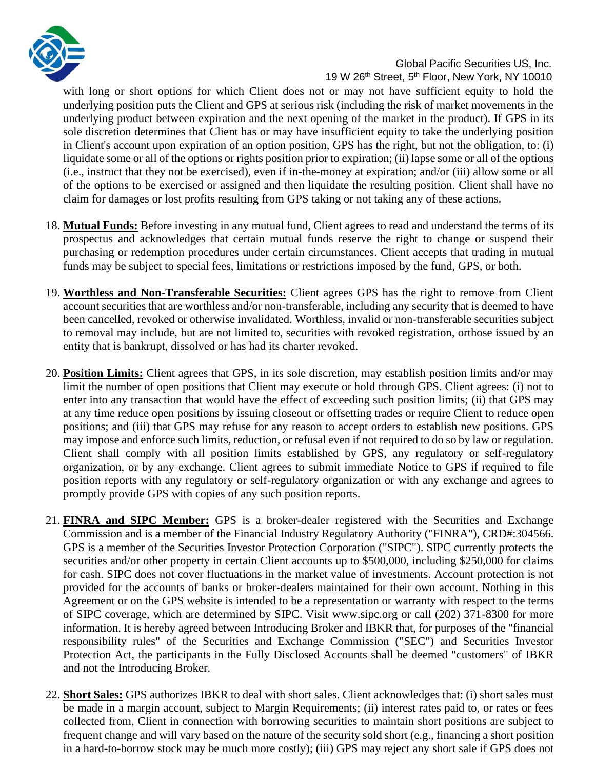with long or short options for which Client does not or may not have sufficient equity to hold the underlying position puts the Client and GPS at serious risk (including the risk of market movements in the underlying product between expiration and the next opening of the market in the product). If GPS in its sole discretion determines that Client has or may have insufficient equity to take the underlying position in Client's account upon expiration of an option position, GPS has the right, but not the obligation, to: (i) liquidate some or all of the options or rights position prior to expiration; (ii) lapse some or all of the options (i.e., instruct that they not be exercised), even if in-the-money at expiration; and/or (iii) allow some or all of the options to be exercised or assigned and then liquidate the resulting position. Client shall have no claim for damages or lost profits resulting from GPS taking or not taking any of these actions.

18. **Mutual Funds:** Before investing in any mutual fund, Client agrees to read and understand the terms of its prospectus and acknowledges that certain mutual funds reserve the right to change or suspend their purchasing or redemption procedures under certain circumstances. Client accepts that trading in mutual funds may be subject to special fees, limitations or restrictions imposed by the fund, GPS, or both.

19. **Worthless and Non-Transferable Securities:** Client agrees GPS has the right to remove from Client account securities that are worthless and/or non-transferable, including any security that is deemed to have been cancelled, revoked or otherwise invalidated. Worthless, invalid or non-transferable securities subject to removal may include, but are not limited to, securities with revoked registration, orthose issued by an entity that is bankrupt, dissolved or has had its charter revoked.

20. **Position Limits:** Client agrees that GPS, in its sole discretion, may establish position limits and/or may limit the number of open positions that Client may execute or hold through GPS. Client agrees: (i) not to enter into any transaction that would have the effect of exceeding such position limits; (ii) that GPS may at any time reduce open positions by issuing closeout or offsetting trades or require Client to reduce open positions; and (iii) that GPS may refuse for any reason to accept orders to establish new positions. GPS may impose and enforce such limits, reduction, or refusal even if not required to do so by law or regulation. Client shall comply with all position limits established by GPS, any regulatory or self-regulatory organization, or by any exchange. Client agrees to submit immediate Notice to GPS if required to file position reports with any regulatory or self-regulatory organization or with any exchange and agrees to promptly provide GPS with copies of any such position reports.

21. **FINRA and SIPC Member:** GPS is a broker-dealer registered with the Securities and Exchange Commission and is a member of the Financial Industry Regulatory Authority ("FINRA"), CRD#:304566. GPS is a member of the Securities Investor Protection Corporation ("SIPC"). SIPC currently protects the securities and/or other property in certain Client accounts up to $500,000, including $250,000 for claims for cash. SIPC does not cover fluctuations in the market value of investments. Account protection is not provided for the accounts of banks or broker-dealers maintained for their own account. Nothing in this Agreement or on the GPS website is intended to be a representation or warranty with respect to the terms of SIPC coverage, which are determined by SIPC. Visit www.sipc.org or call (202) 371-8300 for more information. It is hereby agreed between Introducing Broker and IBKR that, for purposes of the "financial responsibility rules" of the Securities and Exchange Commission ("SEC") and Securities Investor Protection Act, the participants in the Fully Disclosed Accounts shall be deemed "customers" of IBKR and not the Introducing Broker.

22. **Short Sales:** GPS authorizes IBKR to deal with short sales. Client acknowledges that: (i) short sales must be made in a margin account, subject to Margin Requirements; (ii) interest rates paid to, or rates or fees collected from, Client in connection with borrowing securities to maintain short positions are subject to frequent change and will vary based on the nature of the security sold short (e.g., financing a short position in a hard-to-borrow stock may be much more costly); (iii) GPS may reject any short sale if GPS does not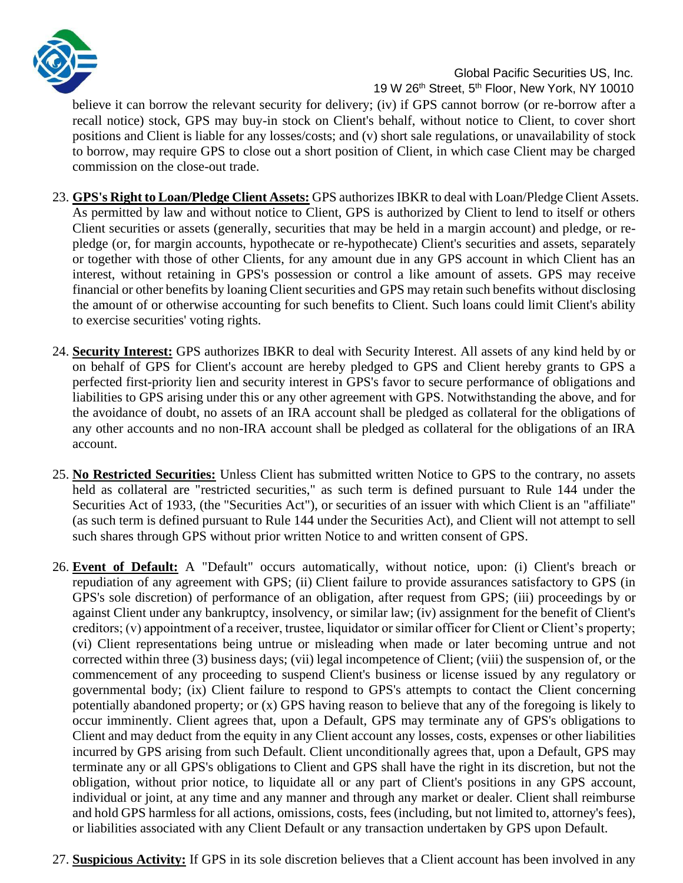believe it can borrow the relevant security for delivery; (iv) if GPS cannot borrow (or re-borrow after a recall notice) stock, GPS may buy-in stock on Client's behalf, without notice to Client, to cover short positions and Client is liable for any losses/costs; and (v) short sale regulations, or unavailability of stock to borrow, may require GPS to close out a short position of Client, in which case Client may be charged commission on the close-out trade.

23. **GPS's Right to Loan/Pledge Client Assets:** GPS authorizes IBKR to deal with Loan/Pledge Client Assets. As permitted by law and without notice to Client, GPS is authorized by Client to lend to itself or others Client securities or assets (generally, securities that may be held in a margin account) and pledge, or re-pledge (or, for margin accounts, hypothecate or re-hypothecate) Client's securities and assets, separately or together with those of other Clients, for any amount due in any GPS account in which Client has an interest, without retaining in GPS's possession or control a like amount of assets. GPS may receive financial or other benefits by loaning Client securities and GPS may retain such benefits without disclosing the amount of or otherwise accounting for such benefits to Client. Such loans could limit Client's ability to exercise securities' voting rights.

24. **Security Interest:** GPS authorizes IBKR to deal with Security Interest. All assets of any kind held by or on behalf of GPS for Client's account are hereby pledged to GPS and Client hereby grants to GPS a perfected first-priority lien and security interest in GPS's favor to secure performance of obligations and liabilities to GPS arising under this or any other agreement with GPS. Notwithstanding the above, and for the avoidance of doubt, no assets of an IRA account shall be pledged as collateral for the obligations of any other accounts and no non-IRA account shall be pledged as collateral for the obligations of an IRA account.

25. **No Restricted Securities:** Unless Client has submitted written Notice to GPS to the contrary, no assets held as collateral are "restricted securities," as such term is defined pursuant to Rule 144 under the Securities Act of 1933, (the "Securities Act"), or securities of an issuer with which Client is an "affiliate" (as such term is defined pursuant to Rule 144 under the Securities Act), and Client will not attempt to sell such shares through GPS without prior written Notice to and written consent of GPS.

26. **Event of Default:** A "Default" occurs automatically, without notice, upon: (i) Client's breach or repudiation of any agreement with GPS; (ii) Client failure to provide assurances satisfactory to GPS (in GPS's sole discretion) of performance of an obligation, after request from GPS; (iii) proceedings by or against Client under any bankruptcy, insolvency, or similar law; (iv) assignment for the benefit of Client's creditors; (v) appointment of a receiver, trustee, liquidator or similar officer for Client or Client's property; (vi) Client representations being untrue or misleading when made or later becoming untrue and not corrected within three (3) business days; (vii) legal incompetence of Client; (viii) the suspension of, or the commencement of any proceeding to suspend Client's business or license issued by any regulatory or governmental body; (ix) Client failure to respond to GPS's attempts to contact the Client concerning potentially abandoned property; or (x) GPS having reason to believe that any of the foregoing is likely to occur imminently. Client agrees that, upon a Default, GPS may terminate any of GPS's obligations to Client and may deduct from the equity in any Client account any losses, costs, expenses or other liabilities incurred by GPS arising from such Default. Client unconditionally agrees that, upon a Default, GPS may terminate any or all GPS's obligations to Client and GPS shall have the right in its discretion, but not the obligation, without prior notice, to liquidate all or any part of Client's positions in any GPS account, individual or joint, at any time and any manner and through any market or dealer. Client shall reimburse and hold GPS harmless for all actions, omissions, costs, fees (including, but not limited to, attorney's fees), or liabilities associated with any Client Default or any transaction undertaken by GPS upon Default.

27. **Suspicious Activity:** If GPS in its sole discretion believes that a Client account has been involved in any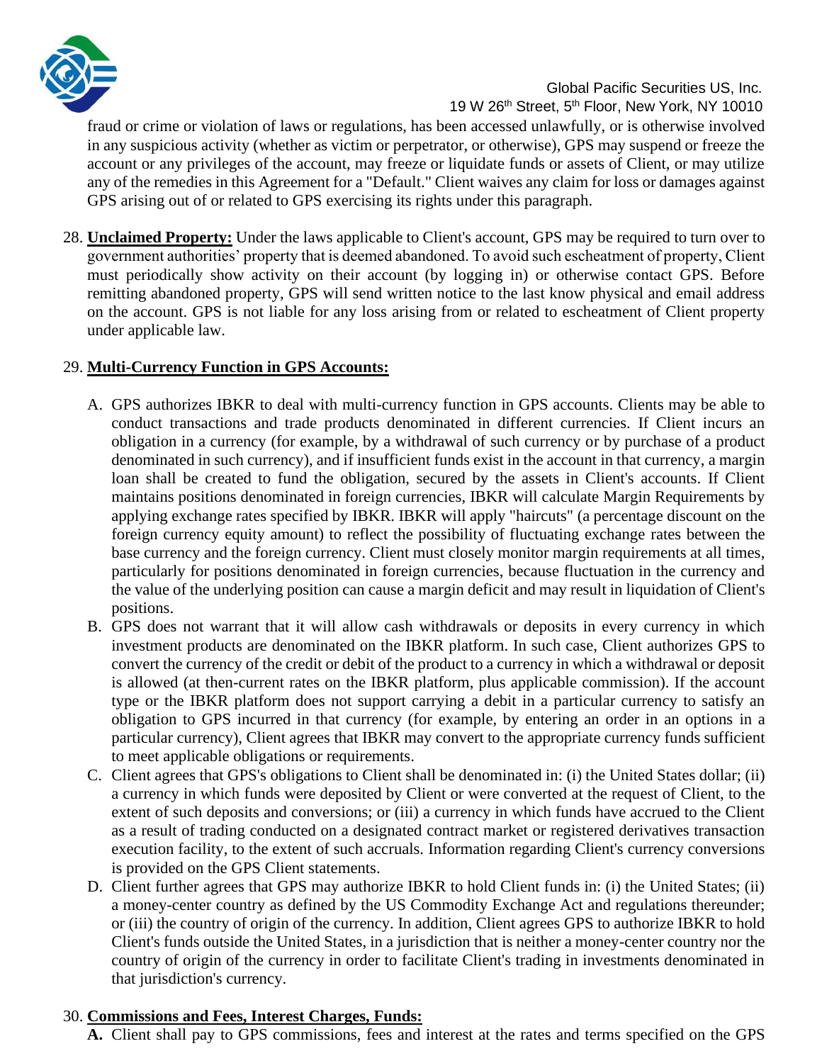fraud or crime or violation of laws or regulations, has been accessed unlawfully, or is otherwise involved in any suspicious activity (whether as victim or perpetrator, or otherwise), GPS may suspend or freeze the account or any privileges of the account, may freeze or liquidate funds or assets of Client, or may utilize any of the remedies in this Agreement for a "Default." Client waives any claim for loss or damages against GPS arising out of or related to GPS exercising its rights under this paragraph.

28. **Unclaimed Property:** Under the laws applicable to Client's account, GPS may be required to turn over to government authorities' property that is deemed abandoned. To avoid such escheatment of property, Client must periodically show activity on their account (by logging in) or otherwise contact GPS. Before remitting abandoned property, GPS will send written notice to the last know physical and email address on the account. GPS is not liable for any loss arising from or related to escheatment of Client property under applicable law.

29. **Multi-Currency Function in GPS Accounts:**

   A. GPS authorizes IBKR to deal with multi-currency function in GPS accounts. Clients may be able to conduct transactions and trade products denominated in different currencies. If Client incurs an obligation in a currency (for example, by a withdrawal of such currency or by purchase of a product denominated in such currency), and if insufficient funds exist in the account in that currency, a margin loan shall be created to fund the obligation, secured by the assets in Client's accounts. If Client maintains positions denominated in foreign currencies, IBKR will calculate Margin Requirements by applying exchange rates specified by IBKR. IBKR will apply "haircuts" (a percentage discount on the foreign currency equity amount) to reflect the possibility of fluctuating exchange rates between the base currency and the foreign currency. Client must closely monitor margin requirements at all times, particularly for positions denominated in foreign currencies, because fluctuation in the currency and the value of the underlying position can cause a margin deficit and may result in liquidation of Client's positions.
   B. GPS does not warrant that it will allow cash withdrawals or deposits in every currency in which investment products are denominated on the IBKR platform. In such case, Client authorizes GPS to convert the currency of the credit or debit of the product to a currency in which a withdrawal or deposit is allowed (at then-current rates on the IBKR platform, plus applicable commission). If the account type or the IBKR platform does not support carrying a debit in a particular currency to satisfy an obligation to GPS incurred in that currency (for example, by entering an order in an options in a particular currency), Client agrees that IBKR may convert to the appropriate currency funds sufficient to meet applicable obligations or requirements.
   C. Client agrees that GPS's obligations to Client shall be denominated in: (i) the United States dollar; (ii) a currency in which funds were deposited by Client or were converted at the request of Client, to the extent of such deposits and conversions; or (iii) a currency in which funds have accrued to the Client as a result of trading conducted on a designated contract market or registered derivatives transaction execution facility, to the extent of such accruals. Information regarding Client's currency conversions is provided on the GPS Client statements.
   D. Client further agrees that GPS may authorize IBKR to hold Client funds in: (i) the United States; (ii) a money-center country as defined by the US Commodity Exchange Act and regulations thereunder; or (iii) the country of origin of the currency. In addition, Client agrees GPS to authorize IBKR to hold Client's funds outside the United States, in a jurisdiction that is neither a money-center country nor the country of origin of the currency in order to facilitate Client's trading in investments denominated in that jurisdiction's currency.

30. **Commissions and Fees, Interest Charges, Funds:**

   **A.** Client shall pay to GPS commissions, fees and interest at the rates and terms specified on the GPS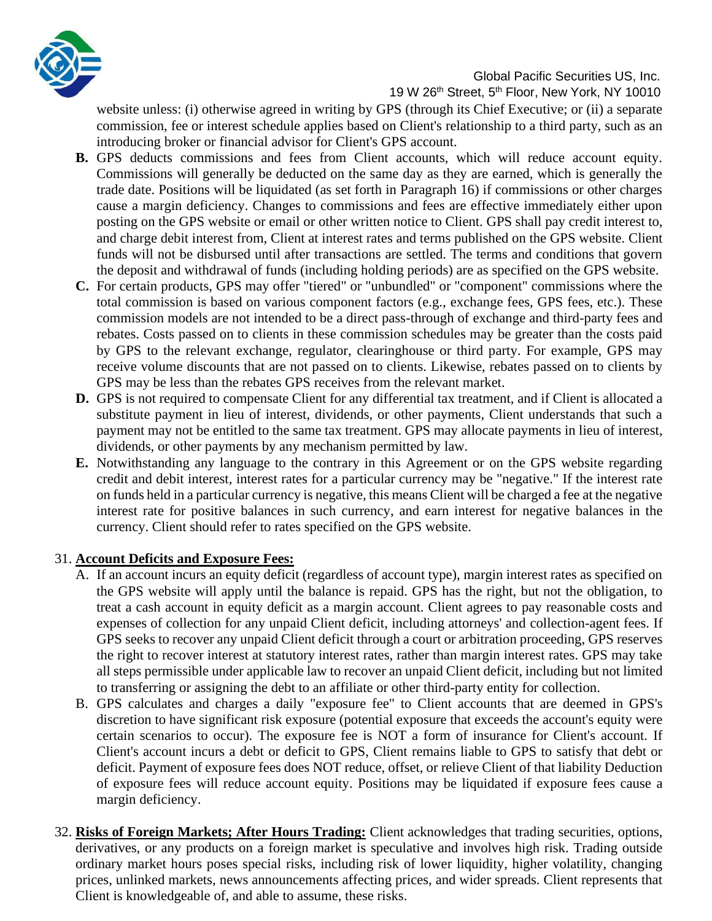website unless: (i) otherwise agreed in writing by GPS (through its Chief Executive; or (ii) a separate commission, fee or interest schedule applies based on Client's relationship to a third party, such as an introducing broker or financial advisor for Client's GPS account.

**B.** GPS deducts commissions and fees from Client accounts, which will reduce account equity. Commissions will generally be deducted on the same day as they are earned, which is generally the trade date. Positions will be liquidated (as set forth in Paragraph 16) if commissions or other charges cause a margin deficiency. Changes to commissions and fees are effective immediately either upon posting on the GPS website or email or other written notice to Client. GPS shall pay credit interest to, and charge debit interest from, Client at interest rates and terms published on the GPS website. Client funds will not be disbursed until after transactions are settled. The terms and conditions that govern the deposit and withdrawal of funds (including holding periods) are as specified on the GPS website.

**C.** For certain products, GPS may offer "tiered" or "unbundled" or "component" commissions where the total commission is based on various component factors (e.g., exchange fees, GPS fees, etc.). These commission models are not intended to be a direct pass-through of exchange and third-party fees and rebates. Costs passed on to clients in these commission schedules may be greater than the costs paid by GPS to the relevant exchange, regulator, clearinghouse or third party. For example, GPS may receive volume discounts that are not passed on to clients. Likewise, rebates passed on to clients by GPS may be less than the rebates GPS receives from the relevant market.

**D.** GPS is not required to compensate Client for any differential tax treatment, and if Client is allocated a substitute payment in lieu of interest, dividends, or other payments, Client understands that such a payment may not be entitled to the same tax treatment. GPS may allocate payments in lieu of interest, dividends, or other payments by any mechanism permitted by law.

**E.** Notwithstanding any language to the contrary in this Agreement or on the GPS website regarding credit and debit interest, interest rates for a particular currency may be "negative." If the interest rate on funds held in a particular currency is negative, this means Client will be charged a fee at the negative interest rate for positive balances in such currency, and earn interest for negative balances in the currency. Client should refer to rates specified on the GPS website.

31. **<u>Account Deficits and Exposure Fees:</u>**

A. If an account incurs an equity deficit (regardless of account type), margin interest rates as specified on the GPS website will apply until the balance is repaid. GPS has the right, but not the obligation, to treat a cash account in equity deficit as a margin account. Client agrees to pay reasonable costs and expenses of collection for any unpaid Client deficit, including attorneys' and collection-agent fees. If GPS seeks to recover any unpaid Client deficit through a court or arbitration proceeding, GPS reserves the right to recover interest at statutory interest rates, rather than margin interest rates. GPS may take all steps permissible under applicable law to recover an unpaid Client deficit, including but not limited to transferring or assigning the debt to an affiliate or other third-party entity for collection.

B. GPS calculates and charges a daily "exposure fee" to Client accounts that are deemed in GPS's discretion to have significant risk exposure (potential exposure that exceeds the account's equity were certain scenarios to occur). The exposure fee is NOT a form of insurance for Client's account. If Client's account incurs a debt or deficit to GPS, Client remains liable to GPS to satisfy that debt or deficit. Payment of exposure fees does NOT reduce, offset, or relieve Client of that liability Deduction of exposure fees will reduce account equity. Positions may be liquidated if exposure fees cause a margin deficiency.

32. **<u>Risks of Foreign Markets; After Hours Trading:</u>** Client acknowledges that trading securities, options, derivatives, or any products on a foreign market is speculative and involves high risk. Trading outside ordinary market hours poses special risks, including risk of lower liquidity, higher volatility, changing prices, unlinked markets, news announcements affecting prices, and wider spreads. Client represents that Client is knowledgeable of, and able to assume, these risks.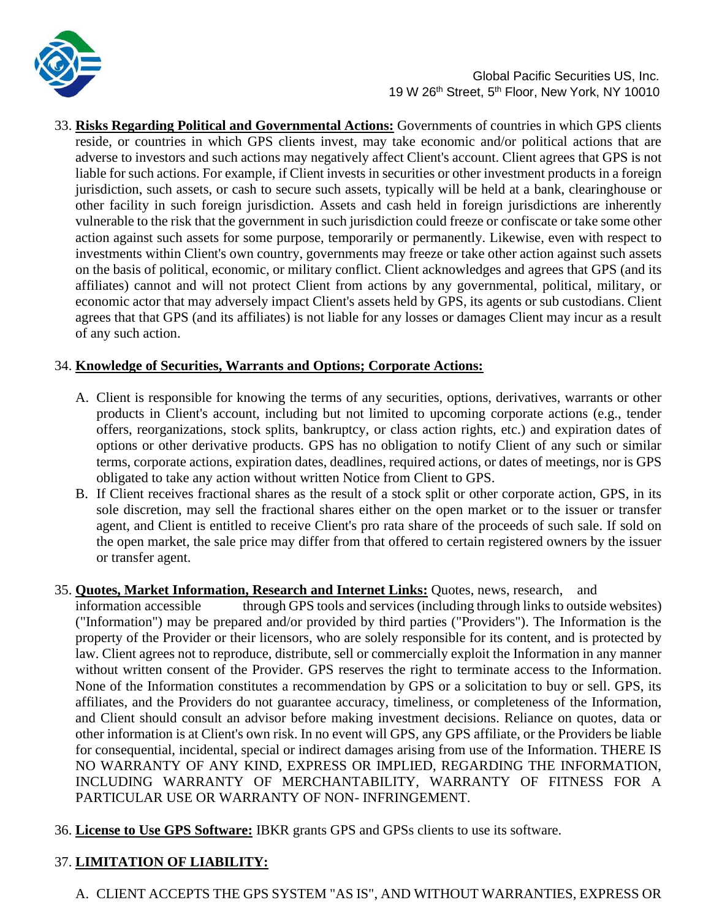33. **Risks Regarding Political and Governmental Actions:** Governments of countries in which GPS clients reside, or countries in which GPS clients invest, may take economic and/or political actions that are adverse to investors and such actions may negatively affect Client's account. Client agrees that GPS is not liable for such actions. For example, if Client invests in securities or other investment products in a foreign jurisdiction, such assets, or cash to secure such assets, typically will be held at a bank, clearinghouse or other facility in such foreign jurisdiction. Assets and cash held in foreign jurisdictions are inherently vulnerable to the risk that the government in such jurisdiction could freeze or confiscate or take some other action against such assets for some purpose, temporarily or permanently. Likewise, even with respect to investments within Client's own country, governments may freeze or take other action against such assets on the basis of political, economic, or military conflict. Client acknowledges and agrees that GPS (and its affiliates) cannot and will not protect Client from actions by any governmental, political, military, or economic actor that may adversely impact Client's assets held by GPS, its agents or sub custodians. Client agrees that that GPS (and its affiliates) is not liable for any losses or damages Client may incur as a result of any such action.

34. **Knowledge of Securities, Warrants and Options; Corporate Actions:**

    A. Client is responsible for knowing the terms of any securities, options, derivatives, warrants or other products in Client's account, including but not limited to upcoming corporate actions (e.g., tender offers, reorganizations, stock splits, bankruptcy, or class action rights, etc.) and expiration dates of options or other derivative products. GPS has no obligation to notify Client of any such or similar terms, corporate actions, expiration dates, deadlines, required actions, or dates of meetings, nor is GPS obligated to take any action without written Notice from Client to GPS.

    B. If Client receives fractional shares as the result of a stock split or other corporate action, GPS, in its sole discretion, may sell the fractional shares either on the open market or to the issuer or transfer agent, and Client is entitled to receive Client's pro rata share of the proceeds of such sale. If sold on the open market, the sale price may differ from that offered to certain registered owners by the issuer or transfer agent.

35. **Quotes, Market Information, Research and Internet Links:** Quotes, news, research, and information accessible through GPS tools and services (including through links to outside websites) ("Information") may be prepared and/or provided by third parties ("Providers"). The Information is the property of the Provider or their licensors, who are solely responsible for its content, and is protected by law. Client agrees not to reproduce, distribute, sell or commercially exploit the Information in any manner without written consent of the Provider. GPS reserves the right to terminate access to the Information. None of the Information constitutes a recommendation by GPS or a solicitation to buy or sell. GPS, its affiliates, and the Providers do not guarantee accuracy, timeliness, or completeness of the Information, and Client should consult an advisor before making investment decisions. Reliance on quotes, data or other information is at Client's own risk. In no event will GPS, any GPS affiliate, or the Providers be liable for consequential, incidental, special or indirect damages arising from use of the Information. THERE IS NO WARRANTY OF ANY KIND, EXPRESS OR IMPLIED, REGARDING THE INFORMATION, INCLUDING WARRANTY OF MERCHANTABILITY, WARRANTY OF FITNESS FOR A PARTICULAR USE OR WARRANTY OF NON- INFRINGEMENT.

36. **License to Use GPS Software:** IBKR grants GPS and GPSs clients to use its software.

37. **LIMITATION OF LIABILITY:**

    A. CLIENT ACCEPTS THE GPS SYSTEM "AS IS", AND WITHOUT WARRANTIES, EXPRESS OR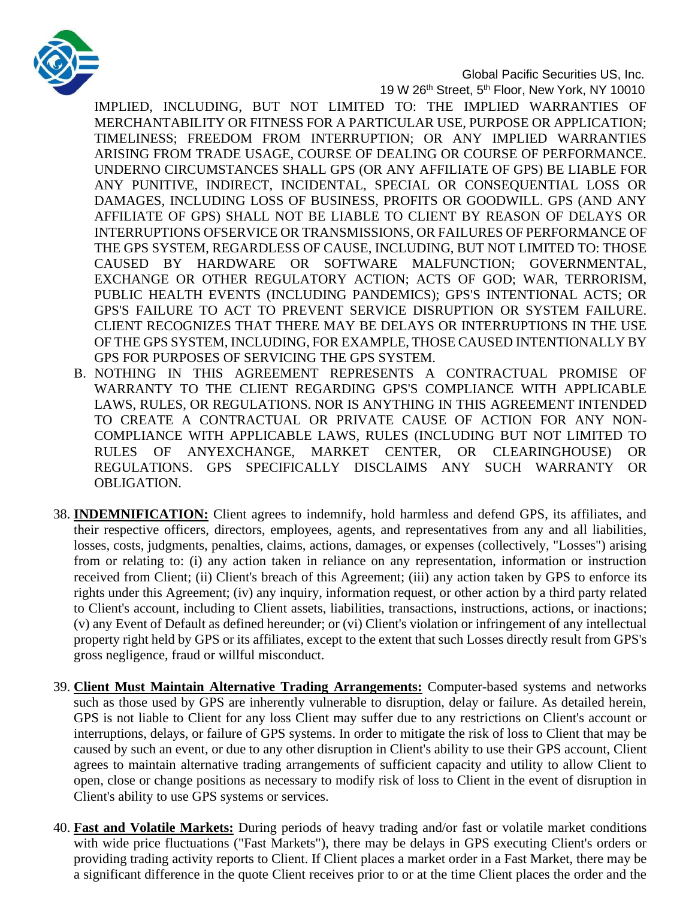IMPLIED, INCLUDING, BUT NOT LIMITED TO: THE IMPLIED WARRANTIES OF MERCHANTABILITY OR FITNESS FOR A PARTICULAR USE, PURPOSE OR APPLICATION; TIMELINESS; FREEDOM FROM INTERRUPTION; OR ANY IMPLIED WARRANTIES ARISING FROM TRADE USAGE, COURSE OF DEALING OR COURSE OF PERFORMANCE. UNDERNO CIRCUMSTANCES SHALL GPS (OR ANY AFFILIATE OF GPS) BE LIABLE FOR ANY PUNITIVE, INDIRECT, INCIDENTAL, SPECIAL OR CONSEQUENTIAL LOSS OR DAMAGES, INCLUDING LOSS OF BUSINESS, PROFITS OR GOODWILL. GPS (AND ANY AFFILIATE OF GPS) SHALL NOT BE LIABLE TO CLIENT BY REASON OF DELAYS OR INTERRUPTIONS OFSERVICE OR TRANSMISSIONS, OR FAILURES OF PERFORMANCE OF THE GPS SYSTEM, REGARDLESS OF CAUSE, INCLUDING, BUT NOT LIMITED TO: THOSE CAUSED BY HARDWARE OR SOFTWARE MALFUNCTION; GOVERNMENTAL, EXCHANGE OR OTHER REGULATORY ACTION; ACTS OF GOD; WAR, TERRORISM, PUBLIC HEALTH EVENTS (INCLUDING PANDEMICS); GPS'S INTENTIONAL ACTS; OR GPS'S FAILURE TO ACT TO PREVENT SERVICE DISRUPTION OR SYSTEM FAILURE. CLIENT RECOGNIZES THAT THERE MAY BE DELAYS OR INTERRUPTIONS IN THE USE OF THE GPS SYSTEM, INCLUDING, FOR EXAMPLE, THOSE CAUSED INTENTIONALLY BY GPS FOR PURPOSES OF SERVICING THE GPS SYSTEM.

B. NOTHING IN THIS AGREEMENT REPRESENTS A CONTRACTUAL PROMISE OF WARRANTY TO THE CLIENT REGARDING GPS'S COMPLIANCE WITH APPLICABLE LAWS, RULES, OR REGULATIONS. NOR IS ANYTHING IN THIS AGREEMENT INTENDED TO CREATE A CONTRACTUAL OR PRIVATE CAUSE OF ACTION FOR ANY NON-COMPLIANCE WITH APPLICABLE LAWS, RULES (INCLUDING BUT NOT LIMITED TO RULES OF ANYEXCHANGE, MARKET CENTER, OR CLEARINGHOUSE) OR REGULATIONS. GPS SPECIFICALLY DISCLAIMS ANY SUCH WARRANTY OR OBLIGATION.

38. **INDEMNIFICATION:** Client agrees to indemnify, hold harmless and defend GPS, its affiliates, and their respective officers, directors, employees, agents, and representatives from any and all liabilities, losses, costs, judgments, penalties, claims, actions, damages, or expenses (collectively, "Losses") arising from or relating to: (i) any action taken in reliance on any representation, information or instruction received from Client; (ii) Client's breach of this Agreement; (iii) any action taken by GPS to enforce its rights under this Agreement; (iv) any inquiry, information request, or other action by a third party related to Client's account, including to Client assets, liabilities, transactions, instructions, actions, or inactions; (v) any Event of Default as defined hereunder; or (vi) Client's violation or infringement of any intellectual property right held by GPS or its affiliates, except to the extent that such Losses directly result from GPS's gross negligence, fraud or willful misconduct.

39. **Client Must Maintain Alternative Trading Arrangements:** Computer-based systems and networks such as those used by GPS are inherently vulnerable to disruption, delay or failure. As detailed herein, GPS is not liable to Client for any loss Client may suffer due to any restrictions on Client's account or interruptions, delays, or failure of GPS systems. In order to mitigate the risk of loss to Client that may be caused by such an event, or due to any other disruption in Client's ability to use their GPS account, Client agrees to maintain alternative trading arrangements of sufficient capacity and utility to allow Client to open, close or change positions as necessary to modify risk of loss to Client in the event of disruption in Client's ability to use GPS systems or services.

40. **Fast and Volatile Markets:** During periods of heavy trading and/or fast or volatile market conditions with wide price fluctuations ("Fast Markets"), there may be delays in GPS executing Client's orders or providing trading activity reports to Client. If Client places a market order in a Fast Market, there may be a significant difference in the quote Client receives prior to or at the time Client places the order and the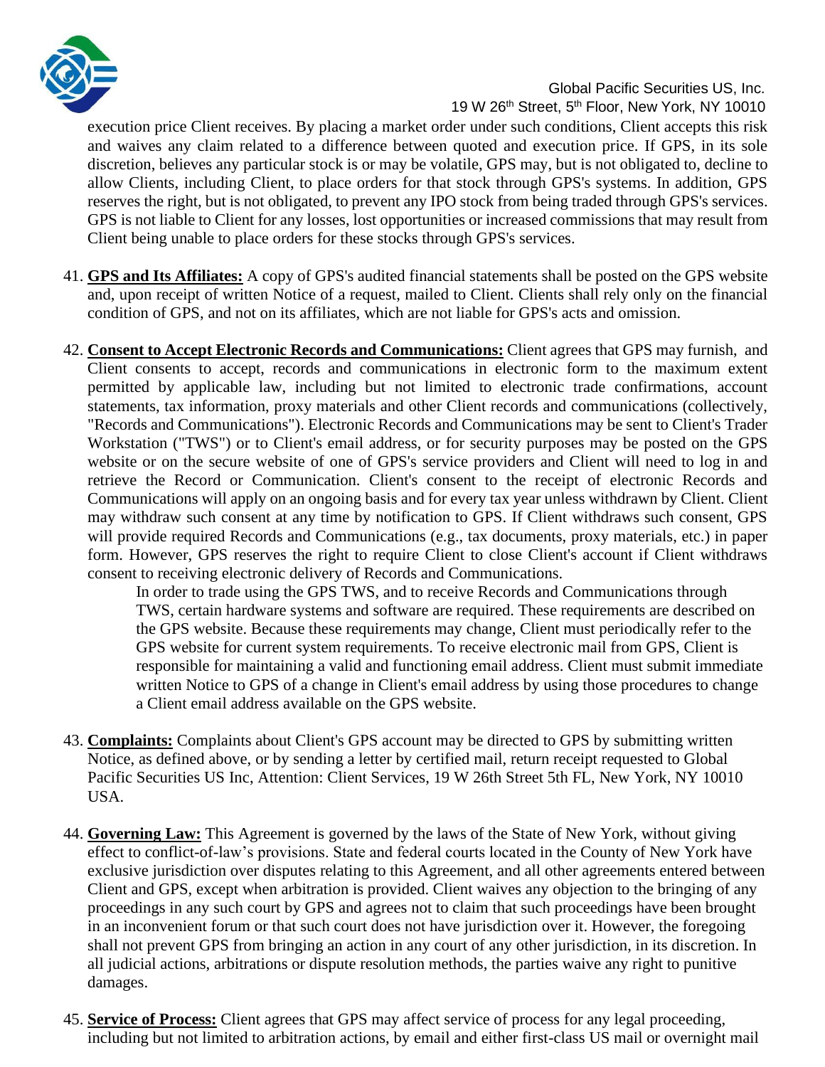execution price Client receives. By placing a market order under such conditions, Client accepts this risk and waives any claim related to a difference between quoted and execution price. If GPS, in its sole discretion, believes any particular stock is or may be volatile, GPS may, but is not obligated to, decline to allow Clients, including Client, to place orders for that stock through GPS's systems. In addition, GPS reserves the right, but is not obligated, to prevent any IPO stock from being traded through GPS's services. GPS is not liable to Client for any losses, lost opportunities or increased commissions that may result from Client being unable to place orders for these stocks through GPS's services.

41. **GPS and Its Affiliates:** A copy of GPS's audited financial statements shall be posted on the GPS website and, upon receipt of written Notice of a request, mailed to Client. Clients shall rely only on the financial condition of GPS, and not on its affiliates, which are not liable for GPS's acts and omission.

42. **Consent to Accept Electronic Records and Communications:** Client agrees that GPS may furnish, and Client consents to accept, records and communications in electronic form to the maximum extent permitted by applicable law, including but not limited to electronic trade confirmations, account statements, tax information, proxy materials and other Client records and communications (collectively, "Records and Communications"). Electronic Records and Communications may be sent to Client's Trader Workstation ("TWS") or to Client's email address, or for security purposes may be posted on the GPS website or on the secure website of one of GPS's service providers and Client will need to log in and retrieve the Record or Communication. Client's consent to the receipt of electronic Records and Communications will apply on an ongoing basis and for every tax year unless withdrawn by Client. Client may withdraw such consent at any time by notification to GPS. If Client withdraws such consent, GPS will provide required Records and Communications (e.g., tax documents, proxy materials, etc.) in paper form. However, GPS reserves the right to require Client to close Client's account if Client withdraws consent to receiving electronic delivery of Records and Communications.

    In order to trade using the GPS TWS, and to receive Records and Communications through TWS, certain hardware systems and software are required. These requirements are described on the GPS website. Because these requirements may change, Client must periodically refer to the GPS website for current system requirements. To receive electronic mail from GPS, Client is responsible for maintaining a valid and functioning email address. Client must submit immediate written Notice to GPS of a change in Client's email address by using those procedures to change a Client email address available on the GPS website.

43. **Complaints:** Complaints about Client's GPS account may be directed to GPS by submitting written Notice, as defined above, or by sending a letter by certified mail, return receipt requested to Global Pacific Securities US Inc, Attention: Client Services, 19 W 26th Street 5th FL, New York, NY 10010 USA.

44. **Governing Law:** This Agreement is governed by the laws of the State of New York, without giving effect to conflict-of-law's provisions. State and federal courts located in the County of New York have exclusive jurisdiction over disputes relating to this Agreement, and all other agreements entered between Client and GPS, except when arbitration is provided. Client waives any objection to the bringing of any proceedings in any such court by GPS and agrees not to claim that such proceedings have been brought in an inconvenient forum or that such court does not have jurisdiction over it. However, the foregoing shall not prevent GPS from bringing an action in any court of any other jurisdiction, in its discretion. In all judicial actions, arbitrations or dispute resolution methods, the parties waive any right to punitive damages.

45. **Service of Process:** Client agrees that GPS may affect service of process for any legal proceeding, including but not limited to arbitration actions, by email and either first-class US mail or overnight mail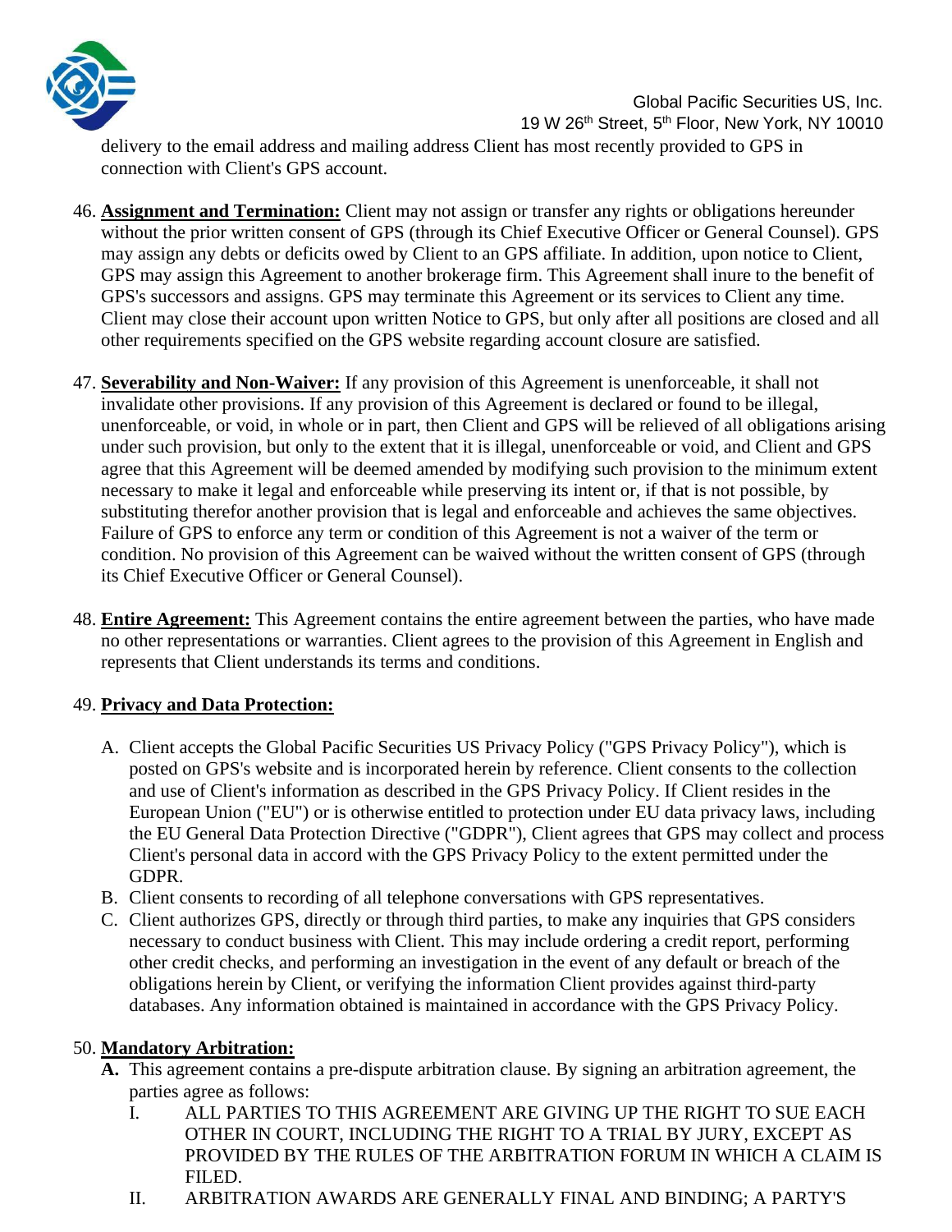delivery to the email address and mailing address Client has most recently provided to GPS in connection with Client's GPS account.

46. **Assignment and Termination:** Client may not assign or transfer any rights or obligations hereunder without the prior written consent of GPS (through its Chief Executive Officer or General Counsel). GPS may assign any debts or deficits owed by Client to an GPS affiliate. In addition, upon notice to Client, GPS may assign this Agreement to another brokerage firm. This Agreement shall inure to the benefit of GPS's successors and assigns. GPS may terminate this Agreement or its services to Client any time. Client may close their account upon written Notice to GPS, but only after all positions are closed and all other requirements specified on the GPS website regarding account closure are satisfied.

47. **Severability and Non-Waiver:** If any provision of this Agreement is unenforceable, it shall not invalidate other provisions. If any provision of this Agreement is declared or found to be illegal, unenforceable, or void, in whole or in part, then Client and GPS will be relieved of all obligations arising under such provision, but only to the extent that it is illegal, unenforceable or void, and Client and GPS agree that this Agreement will be deemed amended by modifying such provision to the minimum extent necessary to make it legal and enforceable while preserving its intent or, if that is not possible, by substituting therefor another provision that is legal and enforceable and achieves the same objectives. Failure of GPS to enforce any term or condition of this Agreement is not a waiver of the term or condition. No provision of this Agreement can be waived without the written consent of GPS (through its Chief Executive Officer or General Counsel).

48. **Entire Agreement:** This Agreement contains the entire agreement between the parties, who have made no other representations or warranties. Client agrees to the provision of this Agreement in English and represents that Client understands its terms and conditions.

49. **Privacy and Data Protection:**

    A. Client accepts the Global Pacific Securities US Privacy Policy ("GPS Privacy Policy"), which is posted on GPS's website and is incorporated herein by reference. Client consents to the collection and use of Client's information as described in the GPS Privacy Policy. If Client resides in the European Union ("EU") or is otherwise entitled to protection under EU data privacy laws, including the EU General Data Protection Directive ("GDPR"), Client agrees that GPS may collect and process Client's personal data in accord with the GPS Privacy Policy to the extent permitted under the GDPR.
    B. Client consents to recording of all telephone conversations with GPS representatives.
    C. Client authorizes GPS, directly or through third parties, to make any inquiries that GPS considers necessary to conduct business with Client. This may include ordering a credit report, performing other credit checks, and performing an investigation in the event of any default or breach of the obligations herein by Client, or verifying the information Client provides against third-party databases. Any information obtained is maintained in accordance with the GPS Privacy Policy.

50. **Mandatory Arbitration:**

    **A.** This agreement contains a pre-dispute arbitration clause. By signing an arbitration agreement, the parties agree as follows:

    I. ALL PARTIES TO THIS AGREEMENT ARE GIVING UP THE RIGHT TO SUE EACH OTHER IN COURT, INCLUDING THE RIGHT TO A TRIAL BY JURY, EXCEPT AS PROVIDED BY THE RULES OF THE ARBITRATION FORUM IN WHICH A CLAIM IS FILED.

    II. ARBITRATION AWARDS ARE GENERALLY FINAL AND BINDING; A PARTY'S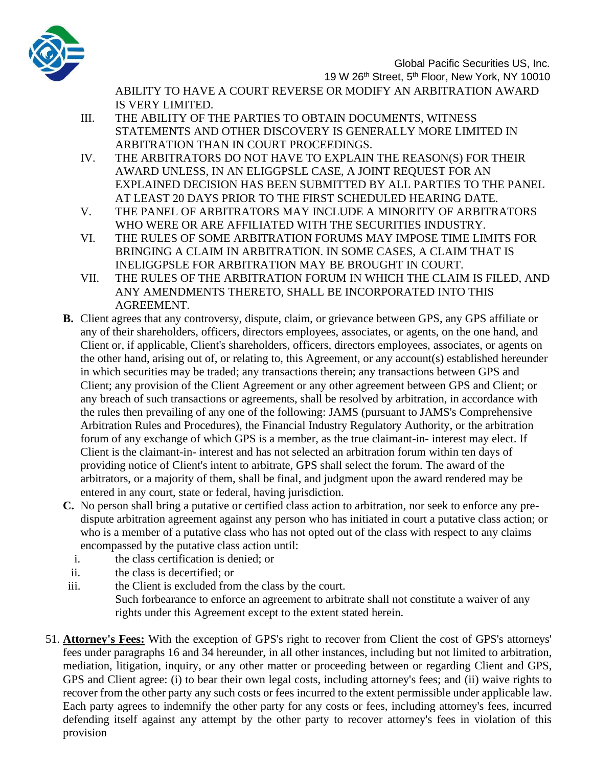ABILITY TO HAVE A COURT REVERSE OR MODIFY AN ARBITRATION AWARD IS VERY LIMITED.

III. THE ABILITY OF THE PARTIES TO OBTAIN DOCUMENTS, WITNESS STATEMENTS AND OTHER DISCOVERY IS GENERALLY MORE LIMITED IN ARBITRATION THAN IN COURT PROCEEDINGS.

IV. THE ARBITRATORS DO NOT HAVE TO EXPLAIN THE REASON(S) FOR THEIR AWARD UNLESS, IN AN ELIGGPSLE CASE, A JOINT REQUEST FOR AN EXPLAINED DECISION HAS BEEN SUBMITTED BY ALL PARTIES TO THE PANEL AT LEAST 20 DAYS PRIOR TO THE FIRST SCHEDULED HEARING DATE.

V. THE PANEL OF ARBITRATORS MAY INCLUDE A MINORITY OF ARBITRATORS WHO WERE OR ARE AFFILIATED WITH THE SECURITIES INDUSTRY.

VI. THE RULES OF SOME ARBITRATION FORUMS MAY IMPOSE TIME LIMITS FOR BRINGING A CLAIM IN ARBITRATION. IN SOME CASES, A CLAIM THAT IS INELIGGPSLE FOR ARBITRATION MAY BE BROUGHT IN COURT.

VII. THE RULES OF THE ARBITRATION FORUM IN WHICH THE CLAIM IS FILED, AND ANY AMENDMENTS THERETO, SHALL BE INCORPORATED INTO THIS AGREEMENT.

**B.** Client agrees that any controversy, dispute, claim, or grievance between GPS, any GPS affiliate or any of their shareholders, officers, directors employees, associates, or agents, on the one hand, and Client or, if applicable, Client's shareholders, officers, directors employees, associates, or agents on the other hand, arising out of, or relating to, this Agreement, or any account(s) established hereunder in which securities may be traded; any transactions therein; any transactions between GPS and Client; any provision of the Client Agreement or any other agreement between GPS and Client; or any breach of such transactions or agreements, shall be resolved by arbitration, in accordance with the rules then prevailing of any one of the following: JAMS (pursuant to JAMS's Comprehensive Arbitration Rules and Procedures), the Financial Industry Regulatory Authority, or the arbitration forum of any exchange of which GPS is a member, as the true claimant-in- interest may elect. If Client is the claimant-in- interest and has not selected an arbitration forum within ten days of providing notice of Client's intent to arbitrate, GPS shall select the forum. The award of the arbitrators, or a majority of them, shall be final, and judgment upon the award rendered may be entered in any court, state or federal, having jurisdiction.

**C.** No person shall bring a putative or certified class action to arbitration, nor seek to enforce any pre-dispute arbitration agreement against any person who has initiated in court a putative class action; or who is a member of a putative class who has not opted out of the class with respect to any claims encompassed by the putative class action until:

i. the class certification is denied; or

ii. the class is decertified; or

iii. the Client is excluded from the class by the court.

Such forbearance to enforce an agreement to arbitrate shall not constitute a waiver of any rights under this Agreement except to the extent stated herein.

51. **Attorney's Fees:** With the exception of GPS's right to recover from Client the cost of GPS's attorneys' fees under paragraphs 16 and 34 hereunder, in all other instances, including but not limited to arbitration, mediation, litigation, inquiry, or any other matter or proceeding between or regarding Client and GPS, GPS and Client agree: (i) to bear their own legal costs, including attorney's fees; and (ii) waive rights to recover from the other party any such costs or fees incurred to the extent permissible under applicable law. Each party agrees to indemnify the other party for any costs or fees, including attorney's fees, incurred defending itself against any attempt by the other party to recover attorney's fees in violation of this provision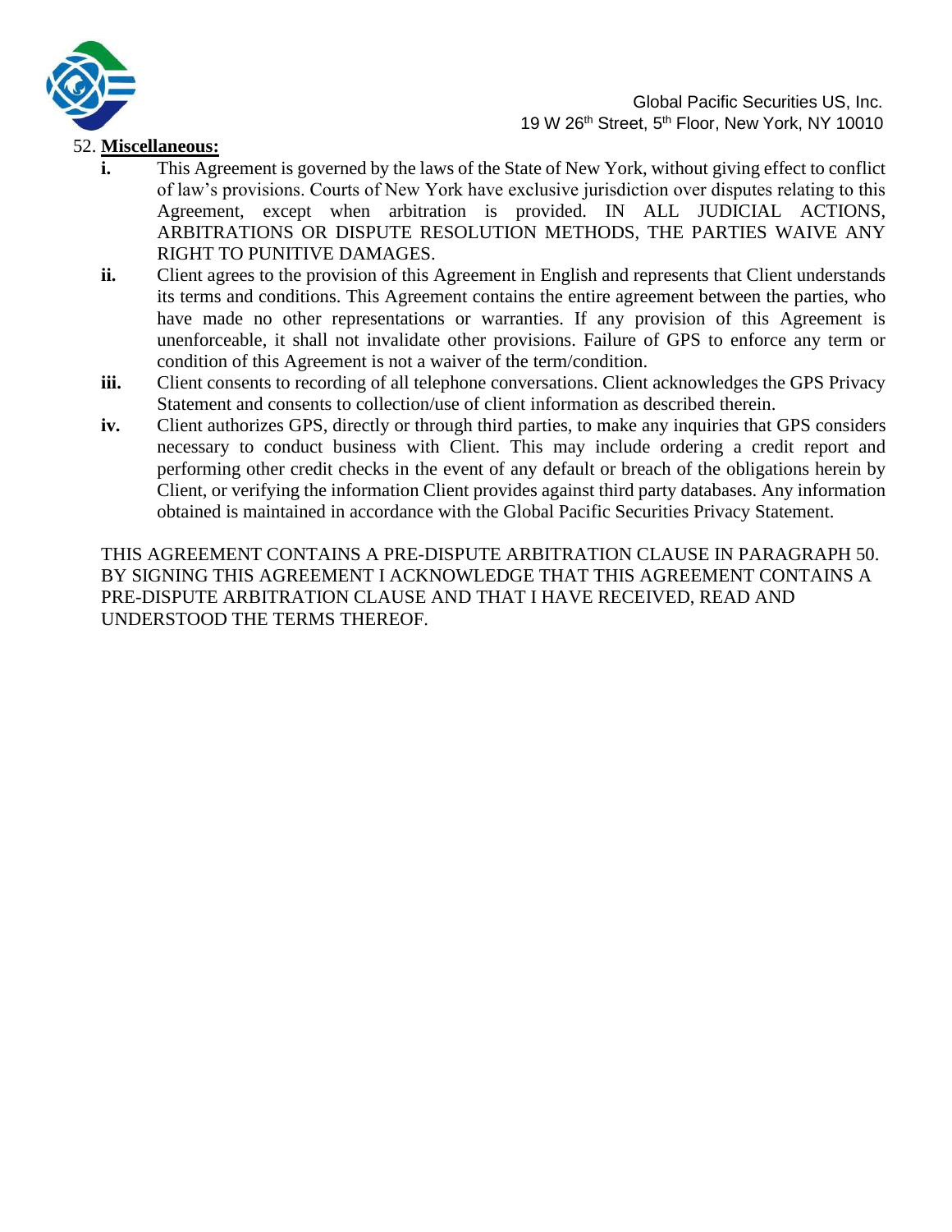52. **Miscellaneous:**

**i.** This Agreement is governed by the laws of the State of New York, without giving effect to conflict of law's provisions. Courts of New York have exclusive jurisdiction over disputes relating to this Agreement, except when arbitration is provided. IN ALL JUDICIAL ACTIONS, ARBITRATIONS OR DISPUTE RESOLUTION METHODS, THE PARTIES WAIVE ANY RIGHT TO PUNITIVE DAMAGES.

**ii.** Client agrees to the provision of this Agreement in English and represents that Client understands its terms and conditions. This Agreement contains the entire agreement between the parties, who have made no other representations or warranties. If any provision of this Agreement is unenforceable, it shall not invalidate other provisions. Failure of GPS to enforce any term or condition of this Agreement is not a waiver of the term/condition.

**iii.** Client consents to recording of all telephone conversations. Client acknowledges the GPS Privacy Statement and consents to collection/use of client information as described therein.

**iv.** Client authorizes GPS, directly or through third parties, to make any inquiries that GPS considers necessary to conduct business with Client. This may include ordering a credit report and performing other credit checks in the event of any default or breach of the obligations herein by Client, or verifying the information Client provides against third party databases. Any information obtained is maintained in accordance with the Global Pacific Securities Privacy Statement.

THIS AGREEMENT CONTAINS A PRE-DISPUTE ARBITRATION CLAUSE IN PARAGRAPH 50. BY SIGNING THIS AGREEMENT I ACKNOWLEDGE THAT THIS AGREEMENT CONTAINS A PRE-DISPUTE ARBITRATION CLAUSE AND THAT I HAVE RECEIVED, READ AND UNDERSTOOD THE TERMS THEREOF.